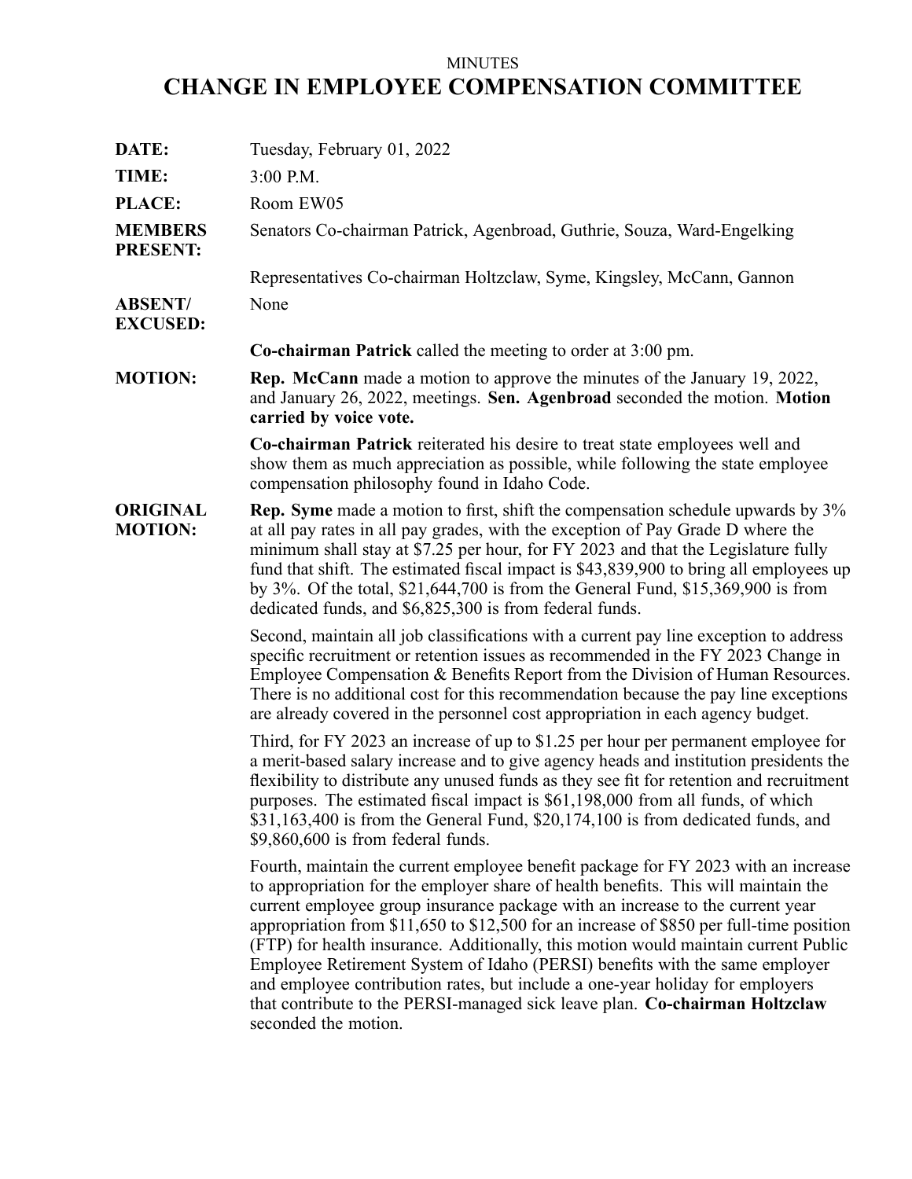MINUTES

# CHANGE IN EMPLOYEE COMPENSATION COMMITTEE

**DATE:** Tuesday, February 01, 2022

**TIME:** 3:00 P.M.

**PLACE:** Room EW05

**MEMBERS PRESENT:** Senators Co-chairman Patrick, Agenbroad, Guthrie, Souza, Ward-Engelking

Representatives Co-chairman Holtzclaw, Syme, Kingsley, McCann, Gannon

**ABSENT/ EXCUSED:** None

**Co-chairman Patrick** called the meeting to order at 3:00 pm.

**MOTION:** **Rep. McCann** made a motion to approve the minutes of the January 19, 2022, and January 26, 2022, meetings. **Sen. Agenbroad** seconded the motion. **Motion carried by voice vote.**

**Co-chairman Patrick** reiterated his desire to treat state employees well and show them as much appreciation as possible, while following the state employee compensation philosophy found in Idaho Code.

**ORIGINAL MOTION:** **Rep. Syme** made a motion to first, shift the compensation schedule upwards by 3% at all pay rates in all pay grades, with the exception of Pay Grade D where the minimum shall stay at $7.25 per hour, for FY 2023 and that the Legislature fully fund that shift. The estimated fiscal impact is $43,839,900 to bring all employees up by 3%. Of the total, $21,644,700 is from the General Fund, $15,369,900 is from dedicated funds, and $6,825,300 is from federal funds.

Second, maintain all job classifications with a current pay line exception to address specific recruitment or retention issues as recommended in the FY 2023 Change in Employee Compensation & Benefits Report from the Division of Human Resources. There is no additional cost for this recommendation because the pay line exceptions are already covered in the personnel cost appropriation in each agency budget.

Third, for FY 2023 an increase of up to $1.25 per hour per permanent employee for a merit-based salary increase and to give agency heads and institution presidents the flexibility to distribute any unused funds as they see fit for retention and recruitment purposes. The estimated fiscal impact is $61,198,000 from all funds, of which $31,163,400 is from the General Fund, $20,174,100 is from dedicated funds, and $9,860,600 is from federal funds.

Fourth, maintain the current employee benefit package for FY 2023 with an increase to appropriation for the employer share of health benefits. This will maintain the current employee group insurance package with an increase to the current year appropriation from $11,650 to $12,500 for an increase of $850 per full-time position (FTP) for health insurance. Additionally, this motion would maintain current Public Employee Retirement System of Idaho (PERSI) benefits with the same employer and employee contribution rates, but include a one-year holiday for employers that contribute to the PERSI-managed sick leave plan. **Co-chairman Holtzclaw** seconded the motion.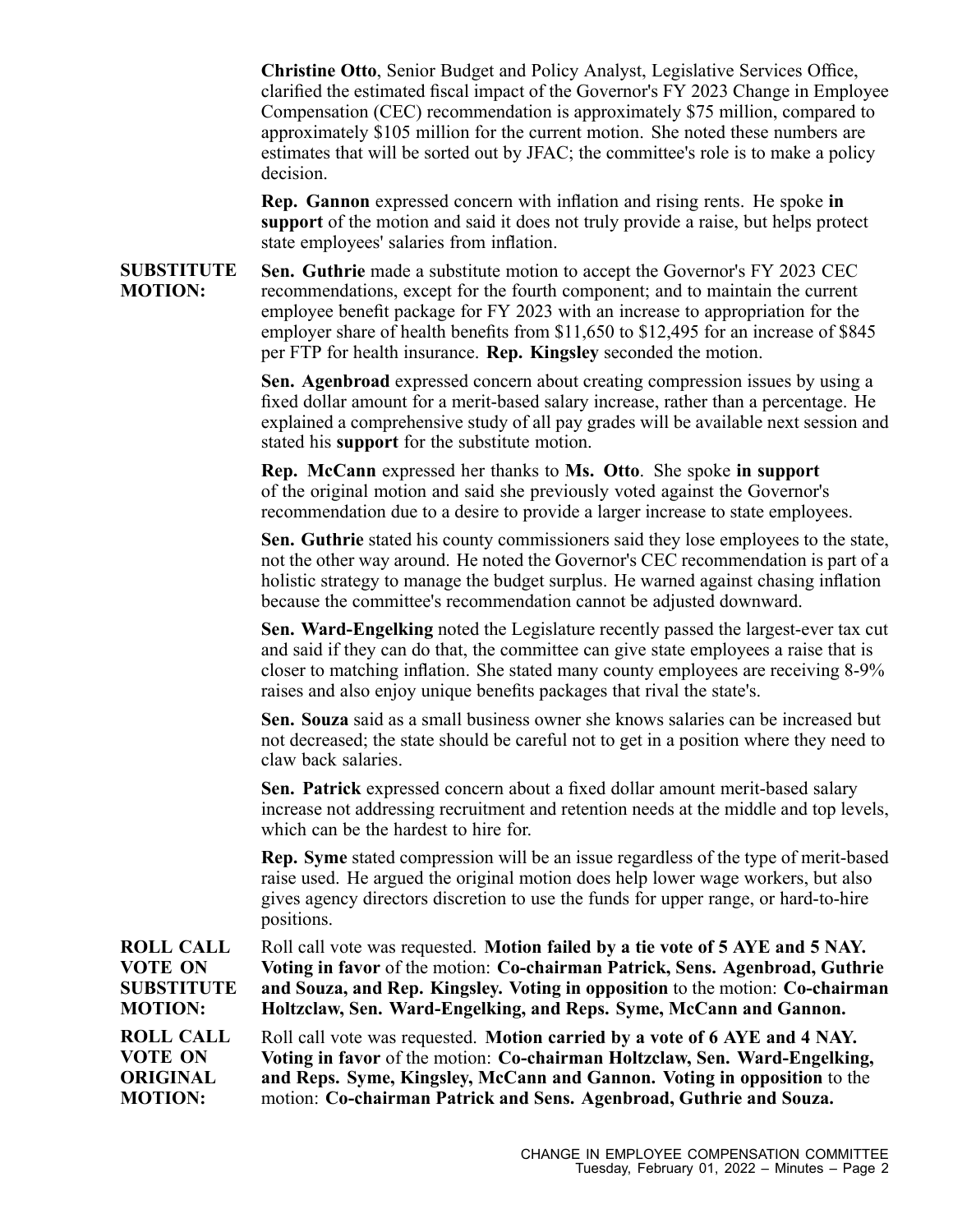**Christine Otto**, Senior Budget and Policy Analyst, Legislative Services Office, clarified the estimated fiscal impact of the Governor's FY 2023 Change in Employee Compensation (CEC) recommendation is approximately $75 million, compared to approximately $105 million for the current motion. She noted these numbers are estimates that will be sorted out by JFAC; the committee's role is to make a policy decision.

**Rep. Gannon** expressed concern with inflation and rising rents. He spoke **in support** of the motion and said it does not truly provide a raise, but helps protect state employees' salaries from inflation.

**SUBSTITUTE MOTION:** **Sen. Guthrie** made a substitute motion to accept the Governor's FY 2023 CEC recommendations, except for the fourth component; and to maintain the current employee benefit package for FY 2023 with an increase to appropriation for the employer share of health benefits from $11,650 to $12,495 for an increase of $845 per FTP for health insurance. **Rep. Kingsley** seconded the motion.

**Sen. Agenbroad** expressed concern about creating compression issues by using a fixed dollar amount for a merit-based salary increase, rather than a percentage. He explained a comprehensive study of all pay grades will be available next session and stated his **support** for the substitute motion.

**Rep. McCann** expressed her thanks to **Ms. Otto**. She spoke **in support** of the original motion and said she previously voted against the Governor's recommendation due to a desire to provide a larger increase to state employees.

**Sen. Guthrie** stated his county commissioners said they lose employees to the state, not the other way around. He noted the Governor's CEC recommendation is part of a holistic strategy to manage the budget surplus. He warned against chasing inflation because the committee's recommendation cannot be adjusted downward.

**Sen. Ward-Engelking** noted the Legislature recently passed the largest-ever tax cut and said if they can do that, the committee can give state employees a raise that is closer to matching inflation. She stated many county employees are receiving 8-9% raises and also enjoy unique benefits packages that rival the state's.

**Sen. Souza** said as a small business owner she knows salaries can be increased but not decreased; the state should be careful not to get in a position where they need to claw back salaries.

**Sen. Patrick** expressed concern about a fixed dollar amount merit-based salary increase not addressing recruitment and retention needs at the middle and top levels, which can be the hardest to hire for.

**Rep. Syme** stated compression will be an issue regardless of the type of merit-based raise used. He argued the original motion does help lower wage workers, but also gives agency directors discretion to use the funds for upper range, or hard-to-hire positions.

**ROLL CALL VOTE ON SUBSTITUTE MOTION:** Roll call vote was requested. **Motion failed by a tie vote of 5 AYE and 5 NAY. Voting in favor** of the motion: **Co-chairman Patrick, Sens. Agenbroad, Guthrie and Souza, and Rep. Kingsley. Voting in opposition** to the motion: **Co-chairman Holtzclaw, Sen. Ward-Engelking, and Reps. Syme, McCann and Gannon.**

**ROLL CALL VOTE ON ORIGINAL MOTION:** Roll call vote was requested. **Motion carried by a vote of 6 AYE and 4 NAY. Voting in favor** of the motion: **Co-chairman Holtzclaw, Sen. Ward-Engelking, and Reps. Syme, Kingsley, McCann and Gannon. Voting in opposition** to the motion: **Co-chairman Patrick and Sens. Agenbroad, Guthrie and Souza.**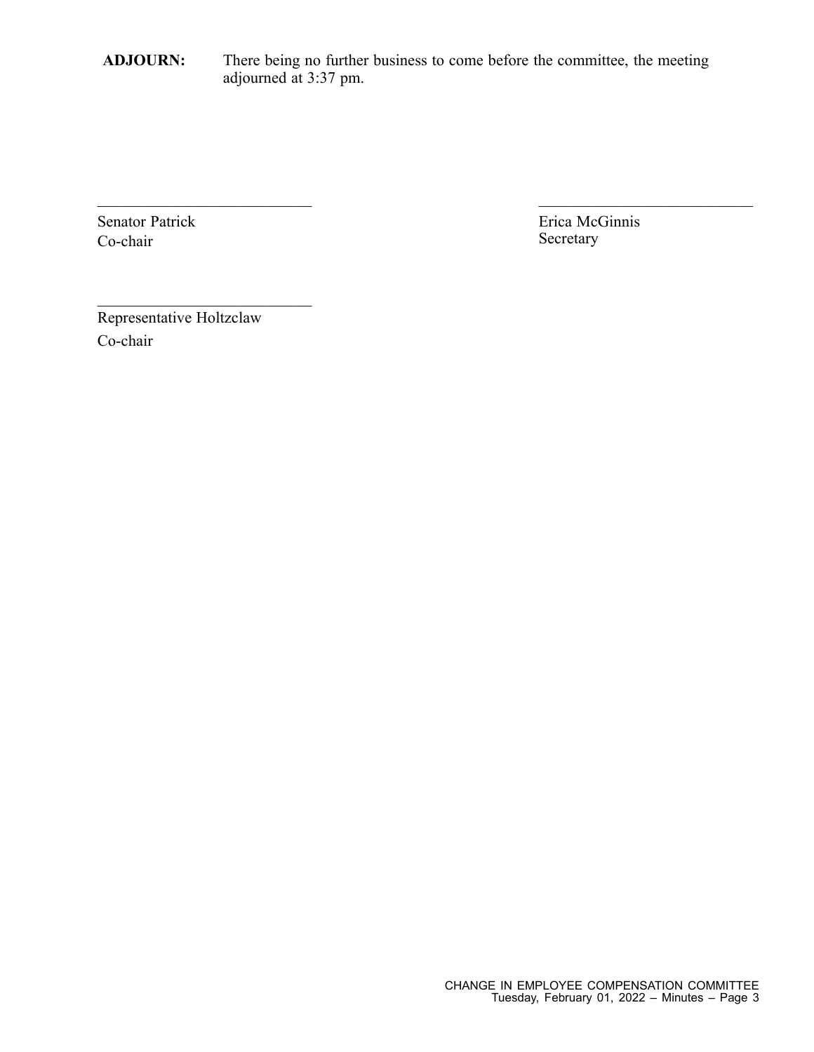**ADJOURN:** There being no further business to come before the committee, the meeting adjourned at 3:37 pm.

___________________________
Senator Patrick
Co-chair

___________________________
Erica McGinnis
Secretary

___________________________
Representative Holtzclaw
Co-chair